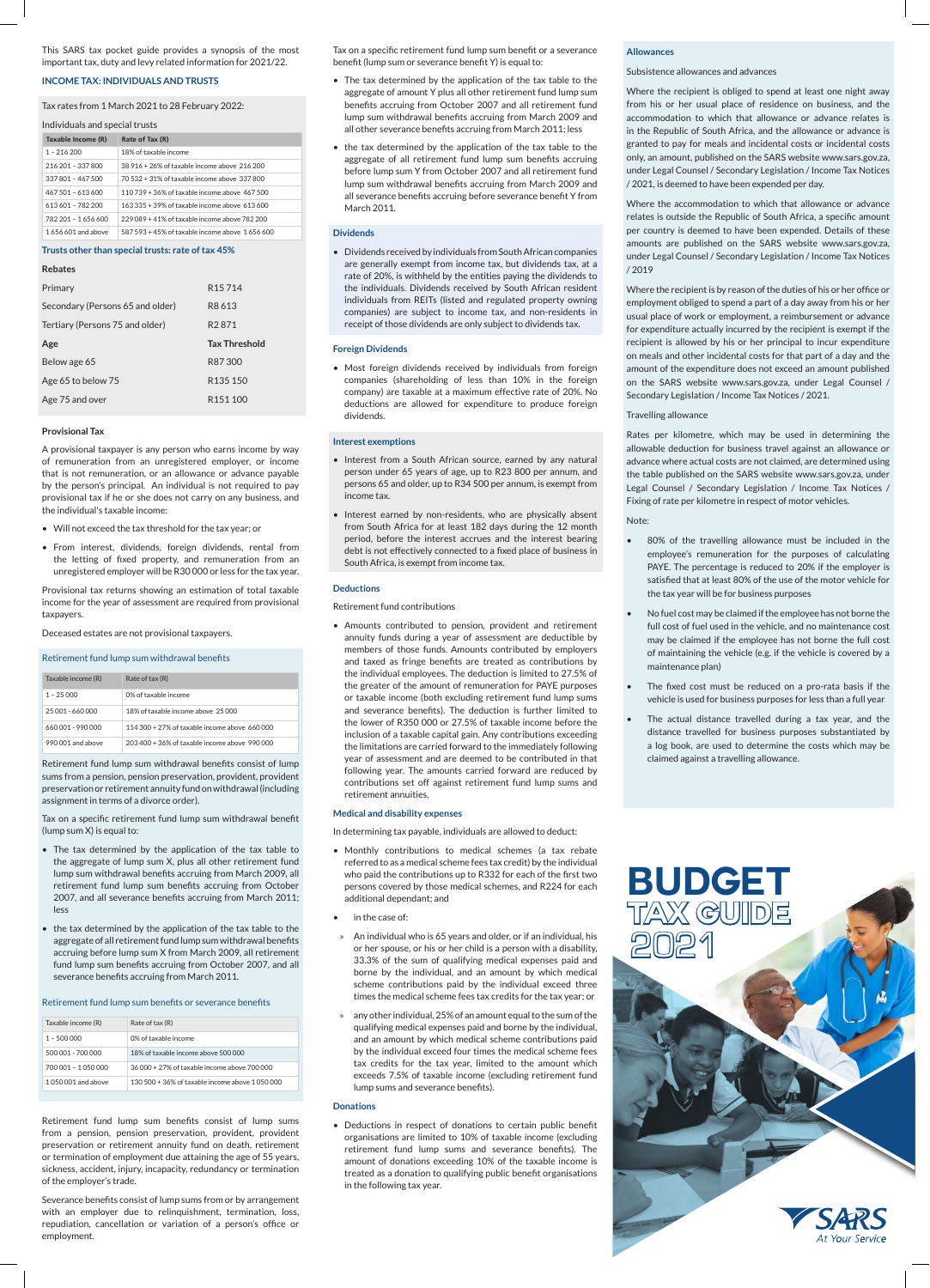This SARS tax pocket guide provides a synopsis of the most important tax, duty and levy related information for 2021/22.

## INCOME TAX: INDIVIDUALS AND TRUSTS

Tax rates from 1 March 2021 to 28 February 2022:

Individuals and special trusts

| Taxable Income (R) | Rate of Tax (R) |
|---|---|
| 1 – 216 200 | 18% of taxable income |
| 216 201 – 337 800 | 38 916 + 26% of taxable income above 216 200 |
| 337 801 – 467 500 | 70 532 + 31% of taxable income above 337 800 |
| 467 501 – 613 600 | 110 739 + 36% of taxable income above 467 500 |
| 613 601 – 782 200 | 163 335 + 39% of taxable income above 613 600 |
| 782 201 – 1 656 600 | 229 089 + 41% of taxable income above 782 200 |
| 1 656 601 and above | 587 593 + 45% of taxable income above 1 656 600 |

**Trusts other than special trusts: rate of tax 45%**

**Rebates**

| | |
|---|---|
| Primary | R15 714 |
| Secondary (Persons 65 and older) | R8 613 |
| Tertiary (Persons 75 and older) | R2 871 |

| **Age** | **Tax Threshold** |
|---|---|
| Below age 65 | R87 300 |
| Age 65 to below 75 | R135 150 |
| Age 75 and over | R151 100 |

### Provisional Tax

A provisional taxpayer is any person who earns income by way of remuneration from an unregistered employer, or income that is not remuneration, or an allowance or advance payable by the person's principal. An individual is not required to pay provisional tax if he or she does not carry on any business, and the individual's taxable income:

- Will not exceed the tax threshold for the tax year; or
- From interest, dividends, foreign dividends, rental from the letting of fixed property, and remuneration from an unregistered employer will be R30 000 or less for the tax year.

Provisional tax returns showing an estimation of total taxable income for the year of assessment are required from provisional taxpayers.

Deceased estates are not provisional taxpayers.

### Retirement fund lump sum withdrawal benefits

| Taxable income (R) | Rate of tax (R) |
|---|---|
| 1 – 25 000 | 0% of taxable income |
| 25 001 - 660 000 | 18% of taxable income above 25 000 |
| 660 001 - 990 000 | 114 300 + 27% of taxable income above 660 000 |
| 990 001 and above | 203 400 + 36% of taxable income above 990 000 |

Retirement fund lump sum withdrawal benefits consist of lump sums from a pension, pension preservation, provident, provident preservation or retirement annuity fund on withdrawal (including assignment in terms of a divorce order).

Tax on a specific retirement fund lump sum withdrawal benefit (lump sum X) is equal to:

- The tax determined by the application of the tax table to the aggregate of lump sum X, plus all other retirement fund lump sum withdrawal benefits accruing from March 2009, all retirement fund lump sum benefits accruing from October 2007, and all severance benefits accruing from March 2011; less
- the tax determined by the application of the tax table to the aggregate of all retirement fund lump sum withdrawal benefits accruing before lump sum X from March 2009, all retirement fund lump sum benefits accruing from October 2007 and all severance benefits accruing from March 2011.

### Retirement fund lump sum benefits or severance benefits

| Taxable income (R) | Rate of tax (R) |
|---|---|
| 1 – 500 000 | 0% of taxable income |
| 500 001 - 700 000 | 18% of taxable income above 500 000 |
| 700 001 – 1 050 000 | 36 000 + 27% of taxable income above 700 000 |
| 1 050 001 and above | 130 500 + 36% of taxable income above 1 050 000 |

Retirement fund lump sum benefits consist of lump sums from a pension, pension preservation, provident, provident preservation or retirement annuity fund on death, retirement or termination of employment due attaining the age of 55 years, sickness, accident, injury, incapacity, redundancy or termination of the employer's trade.

Severance benefits consist of lump sums from or by arrangement with an employer due to relinquishment, termination, loss, repudiation, cancellation or variation of a person's office or employment.

Tax on a specific retirement fund lump sum benefit or a severance benefit (lump sum or severance benefit Y) is equal to:

- The tax determined by the application of the tax table to the aggregate of amount Y plus all other retirement fund lump sum benefits accruing from October 2007 and all retirement fund lump sum withdrawal benefits accruing from March 2009 and all other severance benefits accruing from March 2011; less
- the tax determined by the application of the tax table to the aggregate of all retirement fund lump sum benefits accruing before lump sum Y from October 2007 and all retirement fund lump sum withdrawal benefits accruing from March 2009 and all severance benefits accruing before severance benefit Y from March 2011.

### Dividends

- Dividends received by individuals from South African companies are generally exempt from income tax, but dividends tax, at a rate of 20%, is withheld by the entities paying the dividends to the individuals. Dividends received by South African resident individuals from REITs (listed and regulated property owning companies) are subject to income tax, and non-residents in receipt of those dividends are only subject to dividends tax.

### Foreign Dividends

- Most foreign dividends received by individuals from foreign companies (shareholding of less than 10% in the foreign company) are taxable at a maximum effective rate of 20%. No deductions are allowed for expenditure to produce foreign dividends.

### Interest exemptions

- Interest from a South African source, earned by any natural person under 65 years of age, up to R23 800 per annum, and persons 65 and older, up to R34 500 per annum, is exempt from income tax.
- Interest earned by non-residents, who are physically absent from South Africa for at least 182 days during the 12 month period, before the interest accrues and the interest bearing debt is not effectively connected to a fixed place of business in South Africa, is exempt from income tax.

### Deductions

Retirement fund contributions

- Amounts contributed to pension, provident and retirement annuity funds during a year of assessment are deductible by members of those funds. Amounts contributed by employers and taxed as fringe benefits are treated as contributions by the individual employees. The deduction is limited to 27.5% of the greater of the amount of remuneration for PAYE purposes or taxable income (both excluding retirement fund lump sums and severance benefits). The deduction is further limited to the lower of R350 000 or 27.5% of taxable income before the inclusion of a taxable capital gain. Any contributions exceeding the limitations are carried forward to the immediately following year of assessment and are deemed to be contributed in that following year. The amounts carried forward are reduced by contributions set off against retirement fund lump sums and retirement annuities.

### Medical and disability expenses

In determining tax payable, individuals are allowed to deduct:

- Monthly contributions to medical schemes (a tax rebate referred to as a medical scheme fees tax credit) by the individual who paid the contributions up to R332 for each of the first two persons covered by those medical schemes, and R224 for each additional dependant; and
- in the case of:
  - » An individual who is 65 years and older, or if an individual, his or her spouse, or his or her child is a person with a disability, 33.3% of the sum of qualifying medical expenses paid and borne by the individual, and an amount by which medical scheme contributions paid by the individual exceed three times the medical scheme fees tax credits for the tax year; or
  - » any other individual, 25% of an amount equal to the sum of the qualifying medical expenses paid and borne by the individual, and an amount by which medical scheme contributions paid by the individual exceed four times the medical scheme fees tax credits for the tax year, limited to the amount which exceeds 7.5% of taxable income (excluding retirement fund lump sums and severance benefits).

### Donations

- Deductions in respect of donations to certain public benefit organisations are limited to 10% of taxable income (excluding retirement fund lump sums and severance benefits). The amount of donations exceeding 10% of the taxable income is treated as a donation to qualifying public benefit organisations in the following tax year.

### Allowances

Subsistence allowances and advances

Where the recipient is obliged to spend at least one night away from his or her usual place of residence on business, and the accommodation to which that allowance or advance relates is in the Republic of South Africa, and the allowance or advance is granted to pay for meals and incidental costs or incidental costs only, an amount, published on the SARS website www.sars.gov.za, under Legal Counsel / Secondary Legislation / Income Tax Notices / 2021, is deemed to have been expended per day.

Where the accommodation to which that allowance or advance relates is outside the Republic of South Africa, a specific amount per country is deemed to have been expended. Details of these amounts are published on the SARS website www.sars.gov.za, under Legal Counsel / Secondary Legislation / Income Tax Notices / 2019

Where the recipient is by reason of the duties of his or her office or employment obliged to spend a part of a day away from his or her usual place of work or employment, a reimbursement or advance for expenditure actually incurred by the recipient is exempt if the recipient is allowed by his or her principal to incur expenditure on meals and other incidental costs for that part of a day and the amount of the expenditure does not exceed an amount published on the SARS website www.sars.gov.za, under Legal Counsel / Secondary Legislation / Income Tax Notices / 2021.

Travelling allowance

Rates per kilometre, which may be used in determining the allowable deduction for business travel against an allowance or advance where actual costs are not claimed, are determined using the table published on the SARS website www.sars.gov.za, under Legal Counsel / Secondary Legislation / Income Tax Notices / Fixing of rate per kilometre in respect of motor vehicles.

Note:

- 80% of the travelling allowance must be included in the employee's remuneration for the purposes of calculating PAYE. The percentage is reduced to 20% if the employer is satisfied that at least 80% of the use of the motor vehicle for the tax year will be for business purposes
- No fuel cost may be claimed if the employee has not borne the full cost of fuel used in the vehicle, and no maintenance cost may be claimed if the employee has not borne the full cost of maintaining the vehicle (e.g. if the vehicle is covered by a maintenance plan)
- The fixed cost must be reduced on a pro-rata basis if the vehicle is used for business purposes for less than a full year
- The actual distance travelled during a tax year, and the distance travelled for business purposes substantiated by a log book, are used to determine the costs which may be claimed against a travelling allowance.

# BUDGET TAX GUIDE 2021

SARS At Your Service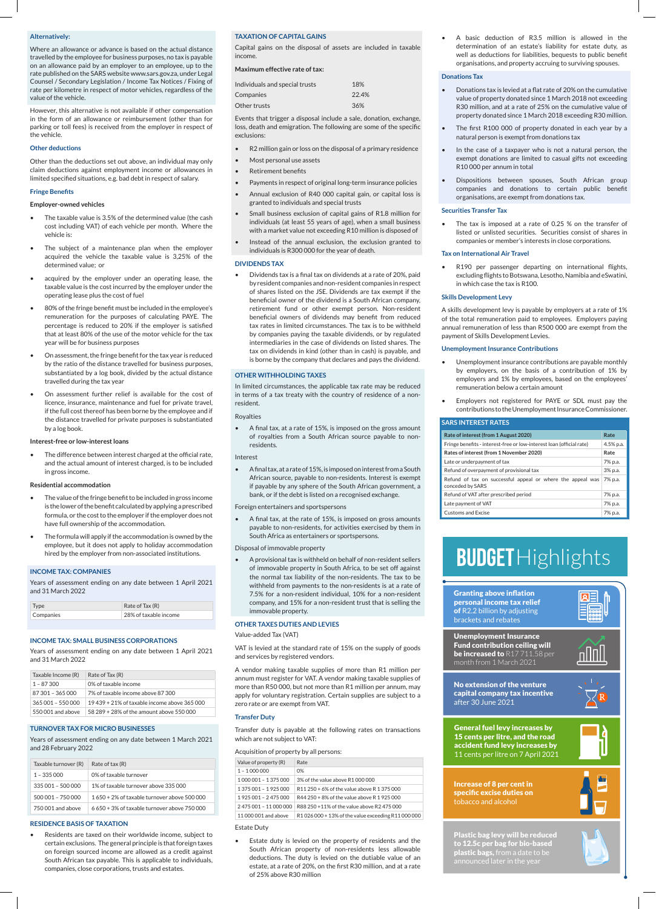**Alternatively:**

Where an allowance or advance is based on the actual distance travelled by the employee for business purposes, no tax is payable on an allowance paid by an employer to an employee, up to the rate published on the SARS website www.sars.gov.za, under Legal Counsel / Secondary Legislation / Income Tax Notices / Fixing of rate per kilometre in respect of motor vehicles, regardless of the value of the vehicle.

However, this alternative is not available if other compensation in the form of an allowance or reimbursement (other than for parking or toll fees) is received from the employer in respect of the vehicle.

### Other deductions

Other than the deductions set out above, an individual may only claim deductions against employment income or allowances in limited specified situations, e.g. bad debt in respect of salary.

### Fringe Benefits

**Employer-owned vehicles**

- The taxable value is 3.5% of the determined value (the cash cost including VAT) of each vehicle per month. Where the vehicle is:
- The subject of a maintenance plan when the employer acquired the vehicle the taxable value is 3,25% of the determined value; or
- acquired by the employer under an operating lease, the taxable value is the cost incurred by the employer under the operating lease plus the cost of fuel
- 80% of the fringe benefit must be included in the employee's remuneration for the purposes of calculating PAYE. The percentage is reduced to 20% if the employer is satisfied that at least 80% of the use of the motor vehicle for the tax year will be for business purposes
- On assessment, the fringe benefit for the tax year is reduced by the ratio of the distance travelled for business purposes, substantiated by a log book, divided by the actual distance travelled during the tax year
- On assessment further relief is available for the cost of licence, insurance, maintenance and fuel for private travel, if the full cost thereof has been borne by the employee and if the distance travelled for private purposes is substantiated by a log book.

**Interest-free or low-interest loans**

- The difference between interest charged at the official rate, and the actual amount of interest charged, is to be included in gross income.

**Residential accommodation**

- The value of the fringe benefit to be included in gross income is the lower of the benefit calculated by applying a prescribed formula, or the cost to the employer if the employer does not have full ownership of the accommodation.
- The formula will apply if the accommodation is owned by the employee, but it does not apply to holiday accommodation hired by the employer from non-associated institutions.

## INCOME TAX: COMPANIES

Years of assessment ending on any date between 1 April 2021 and 31 March 2022

| Type | Rate of Tax (R) |
|---|---|
| Companies | 28% of taxable income |

## INCOME TAX: SMALL BUSINESS CORPORATIONS

Years of assessment ending on any date between 1 April 2021 and 31 March 2022

| Taxable Income (R) | Rate of Tax (R) |
|---|---|
| 1 – 87 300 | 0% of taxable income |
| 87 301 – 365 000 | 7% of taxable income above 87 300 |
| 365 001 – 550 000 | 19 439 + 21% of taxable income above 365 000 |
| 550 001 and above | 58 289 + 28% of the amount above 550 000 |

## TURNOVER TAX FOR MICRO BUSINESSES

Years of assessment ending on any date between 1 March 2021 and 28 February 2022

| Taxable turnover (R) | Rate of tax (R) |
|---|---|
| 1 – 335 000 | 0% of taxable turnover |
| 335 001 – 500 000 | 1% of taxable turnover above 335 000 |
| 500 001 – 750 000 | 1 650 + 2% of taxable turnover above 500 000 |
| 750 001 and above | 6 650 + 3% of taxable turnover above 750 000 |

## RESIDENCE BASIS OF TAXATION

- Residents are taxed on their worldwide income, subject to certain exclusions. The general principle is that foreign taxes on foreign sourced income are allowed as a credit against South African tax payable. This is applicable to individuals, companies, close corporations, trusts and estates.

## TAXATION OF CAPITAL GAINS

Capital gains on the disposal of assets are included in taxable income.

**Maximum effective rate of tax:**

| | |
|---|---|
| Individuals and special trusts | 18% |
| Companies | 22.4% |
| Other trusts | 36% |

Events that trigger a disposal include a sale, donation, exchange, loss, death and emigration. The following are some of the specific exclusions:

- R2 million gain or loss on the disposal of a primary residence
- Most personal use assets
- Retirement benefits
- Payments in respect of original long-term insurance policies
- Annual exclusion of R40 000 capital gain, or capital loss is granted to individuals and special trusts
- Small business exclusion of capital gains of R1.8 million for individuals (at least 55 years of age), when a small business with a market value not exceeding R10 million is disposed of
- Instead of the annual exclusion, the exclusion granted to individuals is R300 000 for the year of death.

## DIVIDENDS TAX

- Dividends tax is a final tax on dividends at a rate of 20%, paid by resident companies and non-resident companies in respect of shares listed on the JSE. Dividends are tax exempt if the beneficial owner of the dividend is a South African company, retirement fund or other exempt person. Non-resident beneficial owners of dividends may benefit from reduced tax rates in limited circumstances. The tax is to be withheld by companies paying the taxable dividends, or by regulated intermediaries in the case of dividends on listed shares. The tax on dividends in kind (other than in cash) is payable, and is borne by the company that declares and pays the dividend.

## OTHER WITHHOLDING TAXES

In limited circumstances, the applicable tax rate may be reduced in terms of a tax treaty with the country of residence of a non-resident.

Royalties

- A final tax, at a rate of 15%, is imposed on the gross amount of royalties from a South African source payable to non-residents.

Interest

- A final tax, at a rate of 15%, is imposed on interest from a South African source, payable to non-residents. Interest is exempt if payable by any sphere of the South African government, a bank, or if the debt is listed on a recognised exchange.

Foreign entertainers and sportspersons

- A final tax, at the rate of 15%, is imposed on gross amounts payable to non-residents, for activities exercised by them in South Africa as entertainers or sportspersons.

Disposal of immovable property

- A provisional tax is withheld on behalf of non-resident sellers of immovable property in South Africa, to be set off against the normal tax liability of the non-residents. The tax to be withheld from payments to the non-residents is at a rate of 7.5% for a non-resident individual, 10% for a non-resident company, and 15% for a non-resident trust that is selling the immovable property.

## OTHER TAXES DUTIES AND LEVIES

Value-added Tax (VAT)

VAT is levied at the standard rate of 15% on the supply of goods and services by registered vendors.

A vendor making taxable supplies of more than R1 million per annum must register for VAT. A vendor making taxable supplies of more than R50 000, but not more than R1 million per annum, may apply for voluntary registration. Certain supplies are subject to a zero rate or are exempt from VAT.

### Transfer Duty

Transfer duty is payable at the following rates on transactions which are not subject to VAT:

Acquisition of property by all persons:

| Value of property (R) | Rate |
|---|---|
| 1 – 1 000 000 | 0% |
| 1 000 001 – 1 375 000 | 3% of the value above R1 000 000 |
| 1 375 001 – 1 925 000 | R11 250 + 6% of the value above R 1 375 000 |
| 1 925 001 – 2 475 000 | R44 250 + 8% of the value above R 1 925 000 |
| 2 475 001 – 11 000 000 | R88 250 +11% of the value above R2 475 000 |
| 11 000 001 and above | R1 026 000 + 13% of the value exceeding R11 000 000 |

Estate Duty

- Estate duty is levied on the property of residents and the South African property of non-residents less allowable deductions. The duty is levied on the dutiable value of an estate, at a rate of 20%, on the first R30 million, and at a rate of 25% above R30 million
- A basic deduction of R3.5 million is allowed in the determination of an estate's liability for estate duty, as well as deductions for liabilities, bequests to public benefit organisations, and property accruing to surviving spouses.

### Donations Tax

- Donations tax is levied at a flat rate of 20% on the cumulative value of property donated since 1 March 2018 not exceeding R30 million, and at a rate of 25% on the cumulative value of property donated since 1 March 2018 exceeding R30 million.
- The first R100 000 of property donated in each year by a natural person is exempt from donations tax
- In the case of a taxpayer who is not a natural person, the exempt donations are limited to casual gifts not exceeding R10 000 per annum in total
- Dispositions between spouses, South African group companies and donations to certain public benefit organisations, are exempt from donations tax.

### Securities Transfer Tax

- The tax is imposed at a rate of 0.25 % on the transfer of listed or unlisted securities. Securities consist of shares in companies or member's interests in close corporations.

### Tax on International Air Travel

- R190 per passenger departing on international flights, excluding flights to Botswana, Lesotho, Namibia and eSwatini, in which case the tax is R100.

### Skills Development Levy

A skills development levy is payable by employers at a rate of 1% of the total remuneration paid to employees. Employers paying annual remuneration of less than R500 000 are exempt from the payment of Skills Development Levies.

### Unemployment Insurance Contributions

- Unemployment insurance contributions are payable monthly by employers, on the basis of a contribution of 1% by employers and 1% by employees, based on the employees' remuneration below a certain amount
- Employers not registered for PAYE or SDL must pay the contributions to the Unemployment Insurance Commissioner.

## SARS INTEREST RATES

| Rate of interest (from 1 August 2020) | Rate |
|---|---|
| Fringe benefits - interest-free or low-interest loan (official rate) | 4.5% p.a. |
| **Rates of interest (from 1 November 2020)** | **Rate** |
| Late or underpayment of tax | 7% p.a. |
| Refund of overpayment of provisional tax | 3% p.a. |
| Refund of tax on successful appeal or where the appeal was conceded by SARS | 7% p.a. |
| Refund of VAT after prescribed period | 7% p.a. |
| Late payment of VAT | 7% p.a. |
| Customs and Excise | 7% p.a. |

# BUDGET Highlights

**Granting above inflation personal income tax relief of** R2.2 billion by adjusting brackets and rebates

**Unemployment Insurance Fund contribution ceiling will be increased to** R17 711.58 per month from 1 March 2021

**No extension of the venture capital company tax incentive** after 30 June 2021

**General fuel levy increases by 15 cents per litre, and the road accident fund levy increases by** 11 cents per litre on 7 April 2021

**Increase of 8 per cent in specific excise duties on** tobacco and alcohol

**Plastic bag levy will be reduced to 12.5c per bag for bio-based plastic bags,** from a date to be announced later in the year